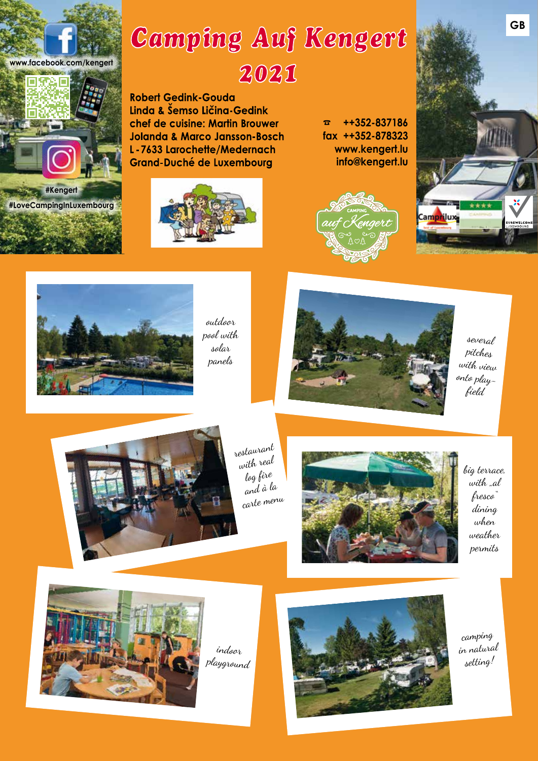GB

www.facebook.com/kengert

#Kengert
#LoveCampingInLuxembourg

# Camping Auf Kengert 2021

**Robert Gedink-Gouda**
**Linda & Šemso Ličina-Gedink**
**chef de cuisine: Martin Brouwer**
**Jolanda & Marco Jansson-Bosch**
**L-7633 Larochette/Medernach**
**Grand-Duché de Luxembourg**

☎ ++352-837186
fax ++352-878323
www.kengert.lu
info@kengert.lu

*outdoor pool with solar panels*

*several pitches with view onto play-field*

*restaurant with real log fire and à la carte menu*

*big terrace, with „al fresco" dining when weather permits*

*indoor playground*

*camping in natural setting!*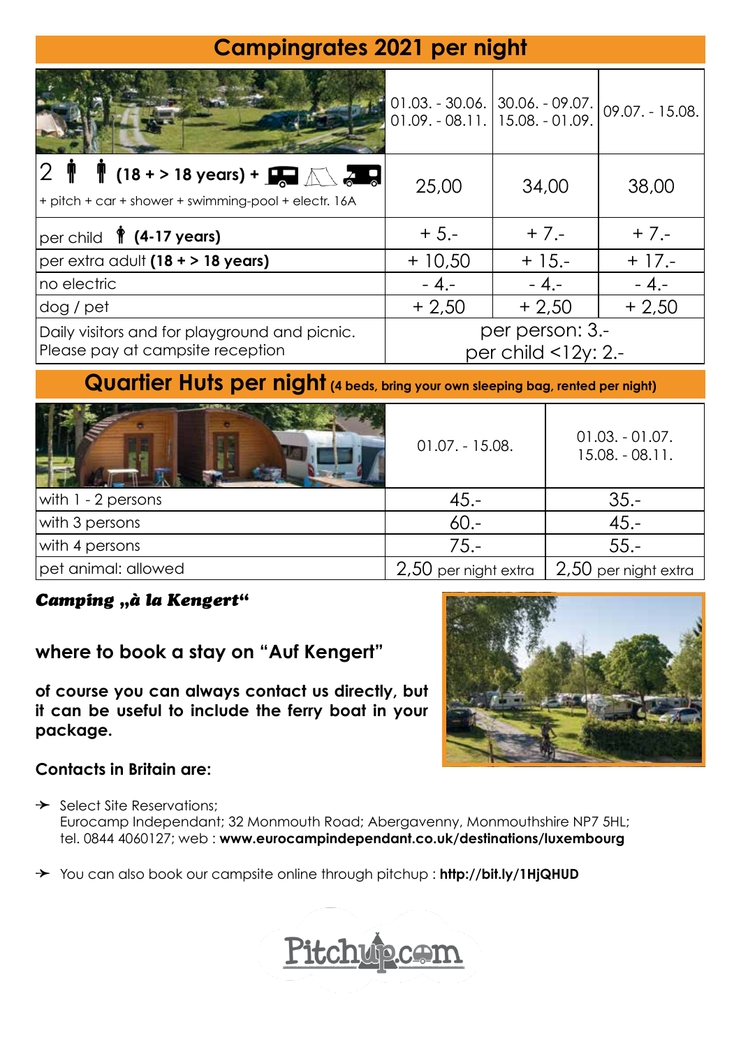## Campingrates 2021 per night

| | 01.03. - 30.06.<br>01.09. - 08.11. | 30.06. - 09.07.<br>15.08. - 01.09. | 09.07. - 15.08. |
|---|---|---|---|
| 2 (18 + > 18 years) + + pitch + car + shower + swimming-pool + electr. 16A | 25,00 | 34,00 | 38,00 |
| per child (4-17 years) | + 5.- | + 7.- | + 7.- |
| per extra adult **(18 + > 18 years)** | + 10,50 | + 15.- | + 17.- |
| no electric | - 4.- | - 4.- | - 4.- |
| dog / pet | + 2,50 | + 2,50 | + 2,50 |
| Daily visitors and for playground and picnic. Please pay at campsite reception | per person: 3.-<br>per child <12y: 2.- | | |

## Quartier Huts per night (4 beds, bring your own sleeping bag, rented per night)

| | 01.07. - 15.08. | 01.03. - 01.07.<br>15.08. - 08.11. |
|---|---|---|
| with 1 - 2 persons | 45.- | 35.- |
| with 3 persons | 60.- | 45.- |
| with 4 persons | 75.- | 55.- |
| pet animal: allowed | 2,50 per night extra | 2,50 per night extra |

***Camping „à la Kengert"***

### where to book a stay on "Auf Kengert"

**of course you can always contact us directly, but it can be useful to include the ferry boat in your package.**

**Contacts in Britain are:**

- Select Site Reservations;
  Eurocamp Independant; 32 Monmouth Road; Abergavenny, Monmouthshire NP7 5HL; tel. 0844 4060127; web : **www.eurocampindependant.co.uk/destinations/luxembourg**
- You can also book our campsite online through pitchup : **http://bit.ly/1HjQHUD**

Pitchup.com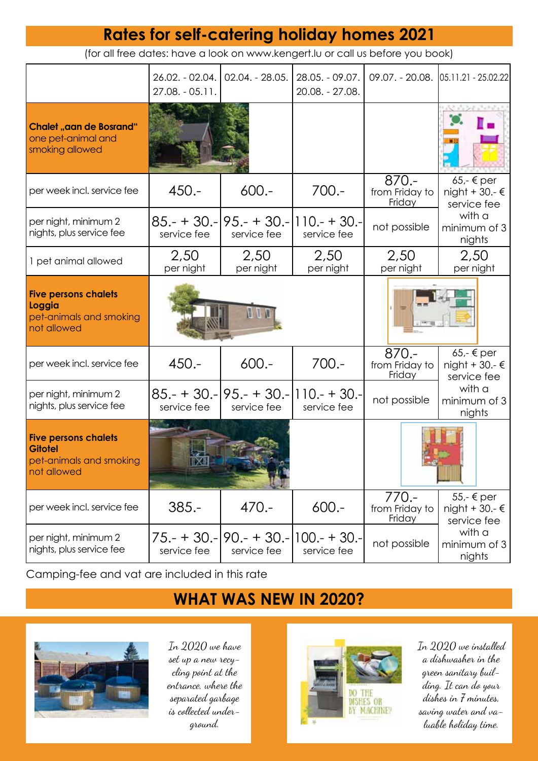# Rates for self-catering holiday homes 2021

(for all free dates: have a look on www.kengert.lu or call us before you book)

| | 26.02. - 02.04. 27.08. - 05.11. | 02.04. - 28.05. | 28.05. - 09.07. 20.08. - 27.08. | 09.07. - 20.08. | 05.11.21 - 25.02.22 |
|---|---|---|---|---|---|
| **Chalet „aan de Bosrand“** one pet-animal and smoking allowed | | | | | |
| per week incl. service fee | 450.- | 600.- | 700.- | 870.- from Friday to Friday | 65,- € per night + 30.- € service fee with a minimum of 3 nights |
| per night, minimum 2 nights, plus service fee | 85.- + 30.- service fee | 95.- + 30.- service fee | 110.- + 30.- service fee | not possible | |
| 1 pet animal allowed | 2,50 per night | 2,50 per night | 2,50 per night | 2,50 per night | 2,50 per night |
| **Five persons chalets Loggia** pet-animals and smoking not allowed | | | | | |
| per week incl. service fee | 450.- | 600.- | 700.- | 870.- from Friday to Friday | 65,- € per night + 30.- € service fee with a minimum of 3 nights |
| per night, minimum 2 nights, plus service fee | 85.- + 30.- service fee | 95.- + 30.- service fee | 110.- + 30.- service fee | not possible | |
| **Five persons chalets Gitotel** pet-animals and smoking not allowed | | | | | |
| per week incl. service fee | 385.- | 470.- | 600.- | 770.- from Friday to Friday | 55,- € per night + 30.- € service fee with a minimum of 3 nights |
| per night, minimum 2 nights, plus service fee | 75.- + 30.- service fee | 90.- + 30.- service fee | 100.- + 30.- service fee | not possible | |

Camping-fee and vat are included in this rate

## WHAT WAS NEW IN 2020?

*In 2020 we have set up a new recycling point at the entrance, where the separated garbage is collected underground.*

*In 2020 we installed a dishwasher in the green sanitary building. It can do your dishes in 7 minutes, saving water and valuable holiday time.*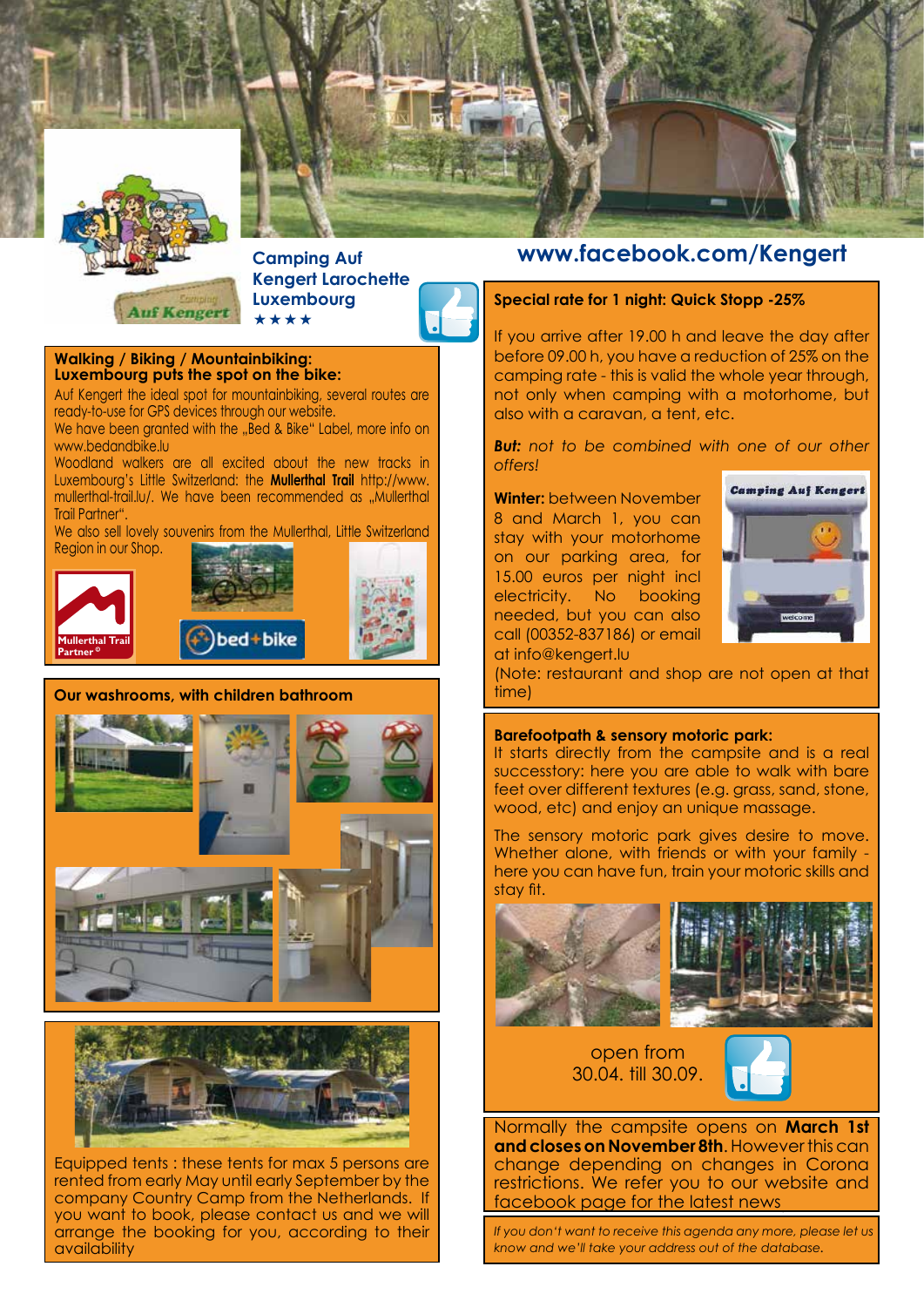**Camping Auf Kengert Larochette Luxembourg**
★★★★

**www.facebook.com/Kengert**

### Walking / Biking / Mountainbiking: Luxembourg puts the spot on the bike:

Auf Kengert the ideal spot for mountainbiking, several routes are ready-to-use for GPS devices through our website.

We have been granted with the „Bed & Bike" Label, more info on www.bedandbike.lu

Woodland walkers are all excited about the new tracks in Luxembourg's Little Switzerland: the **Mullerthal Trail** http://www.mullerthal-trail.lu/. We have been recommended as „Mullerthal Trail Partner".

We also sell lovely souvenirs from the Mullerthal, Little Switzerland Region in our Shop.

Mullerthal Trail Partner©

bed+bike

### Our washrooms, with children bathroom

Equipped tents : these tents for max 5 persons are rented from early May until early September by the company Country Camp from the Netherlands. If you want to book, please contact us and we will arrange the booking for you, according to their availability

### Special rate for 1 night: Quick Stopp -25%

If you arrive after 19.00 h and leave the day after before 09.00 h, you have a reduction of 25% on the camping rate - this is valid the whole year through, not only when camping with a motorhome, but also with a caravan, a tent, etc.

***But:*** *not to be combined with one of our other offers!*

**Winter:** between November 8 and March 1, you can stay with your motorhome on our parking area, for 15.00 euros per night incl electricity. No booking needed, but you can also call (00352-837186) or email at info@kengert.lu

(Note: restaurant and shop are not open at that time)

### Barefootpath & sensory motoric park:

It starts directly from the campsite and is a real successtory: here you are able to walk with bare feet over different textures (e.g. grass, sand, stone, wood, etc) and enjoy an unique massage.

The sensory motoric park gives desire to move. Whether alone, with friends or with your family - here you can have fun, train your motoric skills and stay fit.

open from 30.04. till 30.09.

Normally the campsite opens on **March 1st and closes on November 8th**. However this can change depending on changes in Corona restrictions. We refer you to our website and facebook page for the latest news

*If you don't want to receive this agenda any more, please let us know and we'll take your address out of the database.*